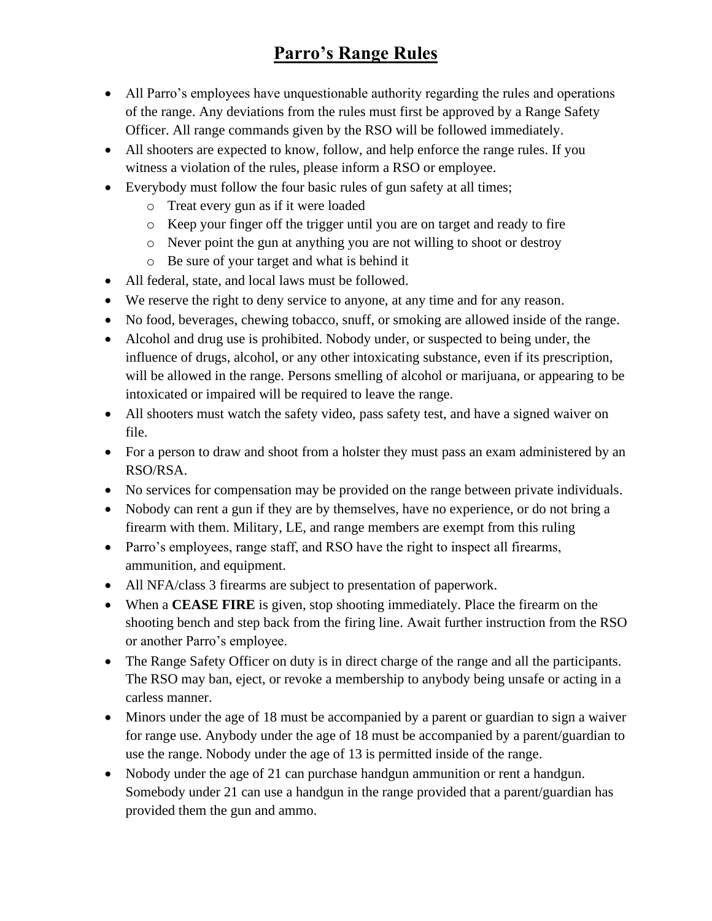# Parro's Range Rules

- All Parro's employees have unquestionable authority regarding the rules and operations of the range. Any deviations from the rules must first be approved by a Range Safety Officer. All range commands given by the RSO will be followed immediately.
- All shooters are expected to know, follow, and help enforce the range rules. If you witness a violation of the rules, please inform a RSO or employee.
- Everybody must follow the four basic rules of gun safety at all times;
  - Treat every gun as if it were loaded
  - Keep your finger off the trigger until you are on target and ready to fire
  - Never point the gun at anything you are not willing to shoot or destroy
  - Be sure of your target and what is behind it
- All federal, state, and local laws must be followed.
- We reserve the right to deny service to anyone, at any time and for any reason.
- No food, beverages, chewing tobacco, snuff, or smoking are allowed inside of the range.
- Alcohol and drug use is prohibited. Nobody under, or suspected to being under, the influence of drugs, alcohol, or any other intoxicating substance, even if its prescription, will be allowed in the range. Persons smelling of alcohol or marijuana, or appearing to be intoxicated or impaired will be required to leave the range.
- All shooters must watch the safety video, pass safety test, and have a signed waiver on file.
- For a person to draw and shoot from a holster they must pass an exam administered by an RSO/RSA.
- No services for compensation may be provided on the range between private individuals.
- Nobody can rent a gun if they are by themselves, have no experience, or do not bring a firearm with them. Military, LE, and range members are exempt from this ruling
- Parro's employees, range staff, and RSO have the right to inspect all firearms, ammunition, and equipment.
- All NFA/class 3 firearms are subject to presentation of paperwork.
- When a **CEASE FIRE** is given, stop shooting immediately. Place the firearm on the shooting bench and step back from the firing line. Await further instruction from the RSO or another Parro's employee.
- The Range Safety Officer on duty is in direct charge of the range and all the participants. The RSO may ban, eject, or revoke a membership to anybody being unsafe or acting in a carless manner.
- Minors under the age of 18 must be accompanied by a parent or guardian to sign a waiver for range use. Anybody under the age of 18 must be accompanied by a parent/guardian to use the range. Nobody under the age of 13 is permitted inside of the range.
- Nobody under the age of 21 can purchase handgun ammunition or rent a handgun. Somebody under 21 can use a handgun in the range provided that a parent/guardian has provided them the gun and ammo.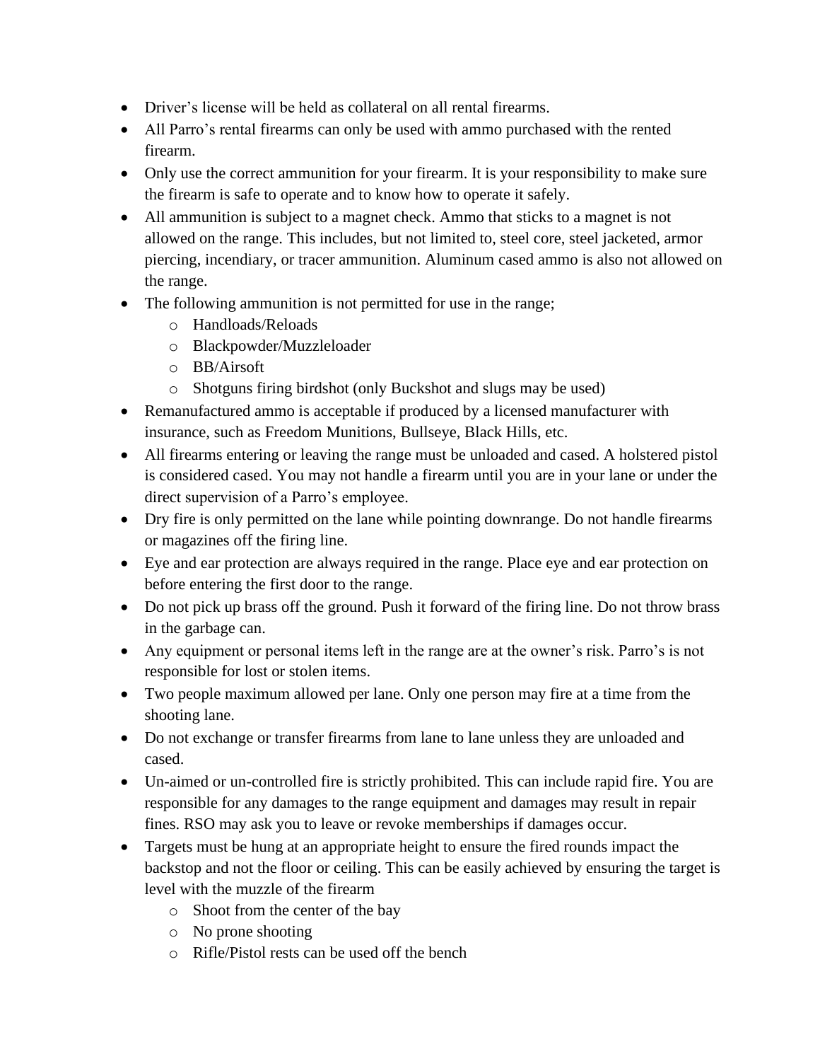- Driver's license will be held as collateral on all rental firearms.
- All Parro's rental firearms can only be used with ammo purchased with the rented firearm.
- Only use the correct ammunition for your firearm. It is your responsibility to make sure the firearm is safe to operate and to know how to operate it safely.
- All ammunition is subject to a magnet check. Ammo that sticks to a magnet is not allowed on the range. This includes, but not limited to, steel core, steel jacketed, armor piercing, incendiary, or tracer ammunition. Aluminum cased ammo is also not allowed on the range.
- The following ammunition is not permitted for use in the range;
  - Handloads/Reloads
  - Blackpowder/Muzzleloader
  - BB/Airsoft
  - Shotguns firing birdshot (only Buckshot and slugs may be used)
- Remanufactured ammo is acceptable if produced by a licensed manufacturer with insurance, such as Freedom Munitions, Bullseye, Black Hills, etc.
- All firearms entering or leaving the range must be unloaded and cased. A holstered pistol is considered cased. You may not handle a firearm until you are in your lane or under the direct supervision of a Parro's employee.
- Dry fire is only permitted on the lane while pointing downrange. Do not handle firearms or magazines off the firing line.
- Eye and ear protection are always required in the range. Place eye and ear protection on before entering the first door to the range.
- Do not pick up brass off the ground. Push it forward of the firing line. Do not throw brass in the garbage can.
- Any equipment or personal items left in the range are at the owner's risk. Parro's is not responsible for lost or stolen items.
- Two people maximum allowed per lane. Only one person may fire at a time from the shooting lane.
- Do not exchange or transfer firearms from lane to lane unless they are unloaded and cased.
- Un-aimed or un-controlled fire is strictly prohibited. This can include rapid fire. You are responsible for any damages to the range equipment and damages may result in repair fines. RSO may ask you to leave or revoke memberships if damages occur.
- Targets must be hung at an appropriate height to ensure the fired rounds impact the backstop and not the floor or ceiling. This can be easily achieved by ensuring the target is level with the muzzle of the firearm
  - Shoot from the center of the bay
  - No prone shooting
  - Rifle/Pistol rests can be used off the bench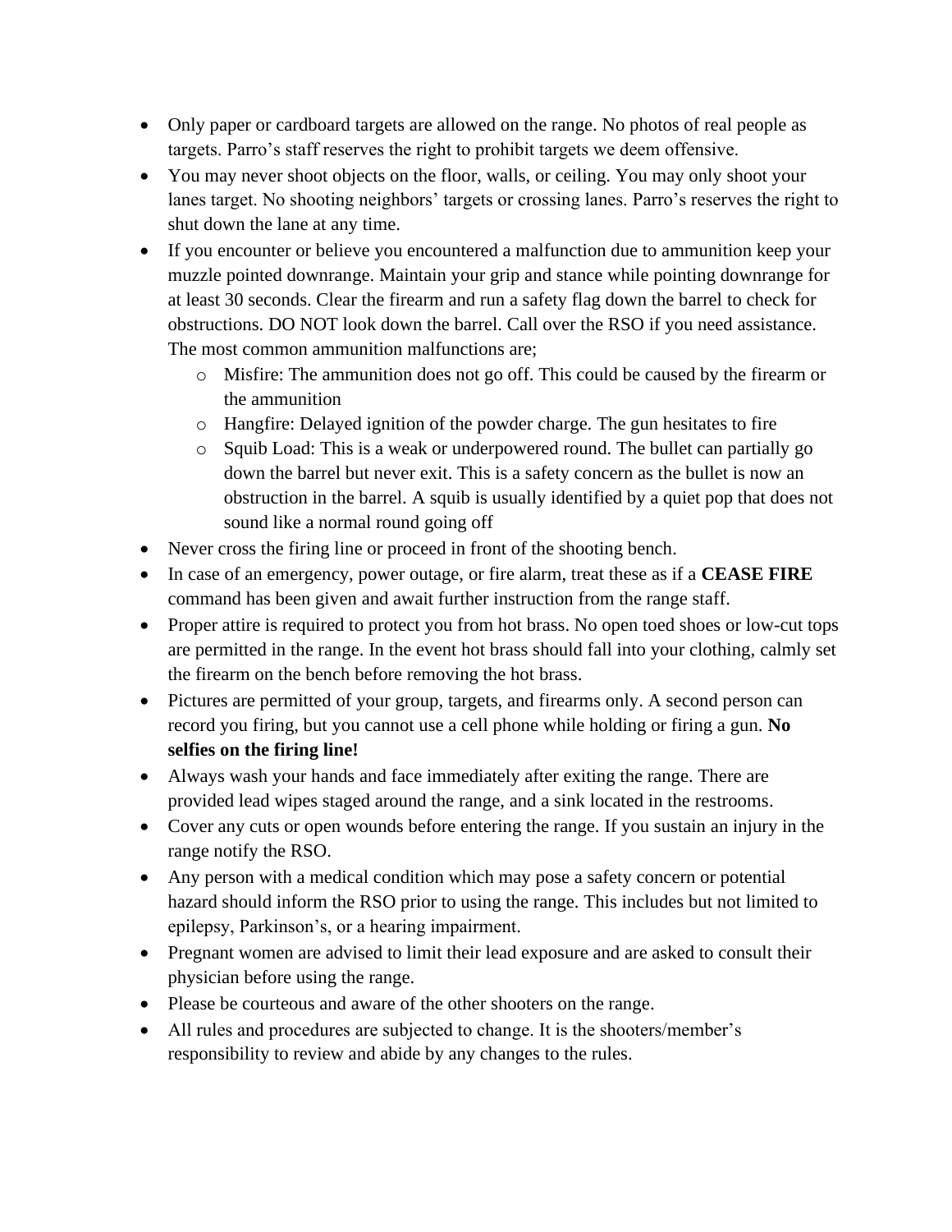- Only paper or cardboard targets are allowed on the range. No photos of real people as targets. Parro's staff reserves the right to prohibit targets we deem offensive.
- You may never shoot objects on the floor, walls, or ceiling. You may only shoot your lanes target. No shooting neighbors' targets or crossing lanes. Parro's reserves the right to shut down the lane at any time.
- If you encounter or believe you encountered a malfunction due to ammunition keep your muzzle pointed downrange. Maintain your grip and stance while pointing downrange for at least 30 seconds. Clear the firearm and run a safety flag down the barrel to check for obstructions. DO NOT look down the barrel. Call over the RSO if you need assistance. The most common ammunition malfunctions are;
  - Misfire: The ammunition does not go off. This could be caused by the firearm or the ammunition
  - Hangfire: Delayed ignition of the powder charge. The gun hesitates to fire
  - Squib Load: This is a weak or underpowered round. The bullet can partially go down the barrel but never exit. This is a safety concern as the bullet is now an obstruction in the barrel. A squib is usually identified by a quiet pop that does not sound like a normal round going off
- Never cross the firing line or proceed in front of the shooting bench.
- In case of an emergency, power outage, or fire alarm, treat these as if a **CEASE FIRE** command has been given and await further instruction from the range staff.
- Proper attire is required to protect you from hot brass. No open toed shoes or low-cut tops are permitted in the range. In the event hot brass should fall into your clothing, calmly set the firearm on the bench before removing the hot brass.
- Pictures are permitted of your group, targets, and firearms only. A second person can record you firing, but you cannot use a cell phone while holding or firing a gun. **No selfies on the firing line!**
- Always wash your hands and face immediately after exiting the range. There are provided lead wipes staged around the range, and a sink located in the restrooms.
- Cover any cuts or open wounds before entering the range. If you sustain an injury in the range notify the RSO.
- Any person with a medical condition which may pose a safety concern or potential hazard should inform the RSO prior to using the range. This includes but not limited to epilepsy, Parkinson's, or a hearing impairment.
- Pregnant women are advised to limit their lead exposure and are asked to consult their physician before using the range.
- Please be courteous and aware of the other shooters on the range.
- All rules and procedures are subjected to change. It is the shooters/member's responsibility to review and abide by any changes to the rules.